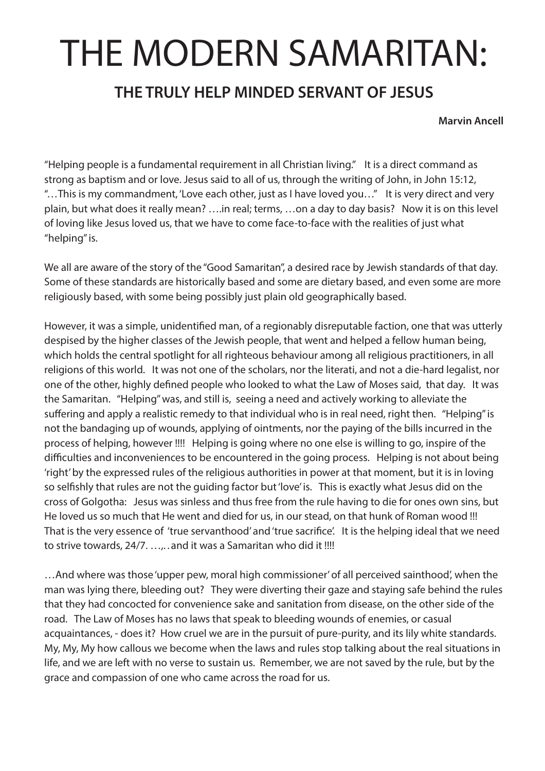# THE MODERN SAMARITAN:

## THE TRULY HELP MINDED SERVANT OF JESUS

**Marvin Ancell**

"Helping people is a fundamental requirement in all Christian living." It is a direct command as strong as baptism and or love. Jesus said to all of us, through the writing of John, in John 15:12, "…This is my commandment, 'Love each other, just as I have loved you…" It is very direct and very plain, but what does it really mean? ….in real; terms, …on a day to day basis? Now it is on this level of loving like Jesus loved us, that we have to come face-to-face with the realities of just what "helping" is.

We all are aware of the story of the "Good Samaritan", a desired race by Jewish standards of that day. Some of these standards are historically based and some are dietary based, and even some are more religiously based, with some being possibly just plain old geographically based.

However, it was a simple, unidentified man, of a regionably disreputable faction, one that was utterly despised by the higher classes of the Jewish people, that went and helped a fellow human being, which holds the central spotlight for all righteous behaviour among all religious practitioners, in all religions of this world. It was not one of the scholars, nor the literati, and not a die-hard legalist, nor one of the other, highly defined people who looked to what the Law of Moses said, that day. It was the Samaritan. "Helping" was, and still is, seeing a need and actively working to alleviate the suffering and apply a realistic remedy to that individual who is in real need, right then. "Helping" is not the bandaging up of wounds, applying of ointments, nor the paying of the bills incurred in the process of helping, however !!!! Helping is going where no one else is willing to go, inspire of the difficulties and inconveniences to be encountered in the going process. Helping is not about being 'right' by the expressed rules of the religious authorities in power at that moment, but it is in loving so selfishly that rules are not the guiding factor but 'love' is. This is exactly what Jesus did on the cross of Golgotha: Jesus was sinless and thus free from the rule having to die for ones own sins, but He loved us so much that He went and died for us, in our stead, on that hunk of Roman wood !!! That is the very essence of 'true servanthood' and 'true sacrifice'. It is the helping ideal that we need to strive towards, 24/7. …,..and it was a Samaritan who did it !!!!

…And where was those 'upper pew, moral high commissioner' of all perceived sainthood', when the man was lying there, bleeding out? They were diverting their gaze and staying safe behind the rules that they had concocted for convenience sake and sanitation from disease, on the other side of the road. The Law of Moses has no laws that speak to bleeding wounds of enemies, or casual acquaintances, - does it? How cruel we are in the pursuit of pure-purity, and its lily white standards. My, My, My how callous we become when the laws and rules stop talking about the real situations in life, and we are left with no verse to sustain us. Remember, we are not saved by the rule, but by the grace and compassion of one who came across the road for us.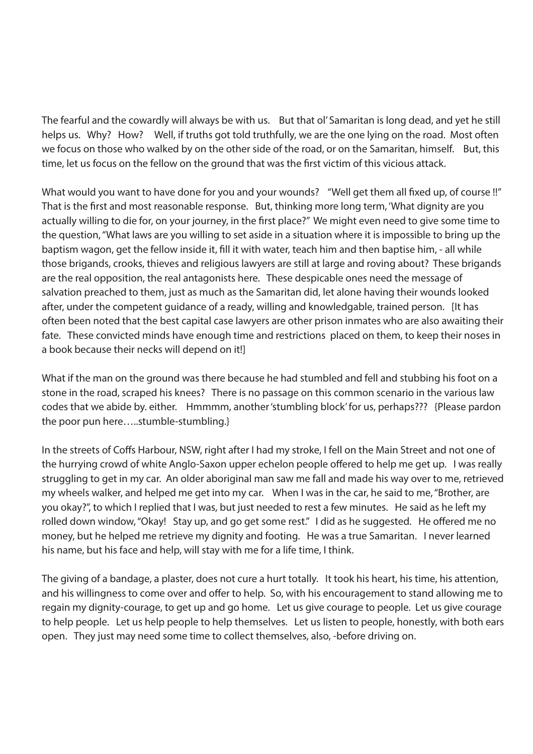The fearful and the cowardly will always be with us. But that ol' Samaritan is long dead, and yet he still helps us. Why? How? Well, if truths got told truthfully, we are the one lying on the road. Most often we focus on those who walked by on the other side of the road, or on the Samaritan, himself. But, this time, let us focus on the fellow on the ground that was the first victim of this vicious attack.

What would you want to have done for you and your wounds? "Well get them all fixed up, of course !!" That is the first and most reasonable response. But, thinking more long term, 'What dignity are you actually willing to die for, on your journey, in the first place?" We might even need to give some time to the question, "What laws are you willing to set aside in a situation where it is impossible to bring up the baptism wagon, get the fellow inside it, fill it with water, teach him and then baptise him, - all while those brigands, crooks, thieves and religious lawyers are still at large and roving about? These brigands are the real opposition, the real antagonists here. These despicable ones need the message of salvation preached to them, just as much as the Samaritan did, let alone having their wounds looked after, under the competent guidance of a ready, willing and knowledgable, trained person. [It has often been noted that the best capital case lawyers are other prison inmates who are also awaiting their fate. These convicted minds have enough time and restrictions placed on them, to keep their noses in a book because their necks will depend on it!]

What if the man on the ground was there because he had stumbled and fell and stubbing his foot on a stone in the road, scraped his knees? There is no passage on this common scenario in the various law codes that we abide by. either. Hmmmm, another 'stumbling block' for us, perhaps??? {Please pardon the poor pun here…..stumble-stumbling.}

In the streets of Coffs Harbour, NSW, right after I had my stroke, I fell on the Main Street and not one of the hurrying crowd of white Anglo-Saxon upper echelon people offered to help me get up. I was really struggling to get in my car. An older aboriginal man saw me fall and made his way over to me, retrieved my wheels walker, and helped me get into my car. When I was in the car, he said to me, "Brother, are you okay?", to which I replied that I was, but just needed to rest a few minutes. He said as he left my rolled down window, "Okay! Stay up, and go get some rest." I did as he suggested. He offered me no money, but he helped me retrieve my dignity and footing. He was a true Samaritan. I never learned his name, but his face and help, will stay with me for a life time, I think.

The giving of a bandage, a plaster, does not cure a hurt totally. It took his heart, his time, his attention, and his willingness to come over and offer to help. So, with his encouragement to stand allowing me to regain my dignity-courage, to get up and go home. Let us give courage to people. Let us give courage to help people. Let us help people to help themselves. Let us listen to people, honestly, with both ears open. They just may need some time to collect themselves, also, -before driving on.